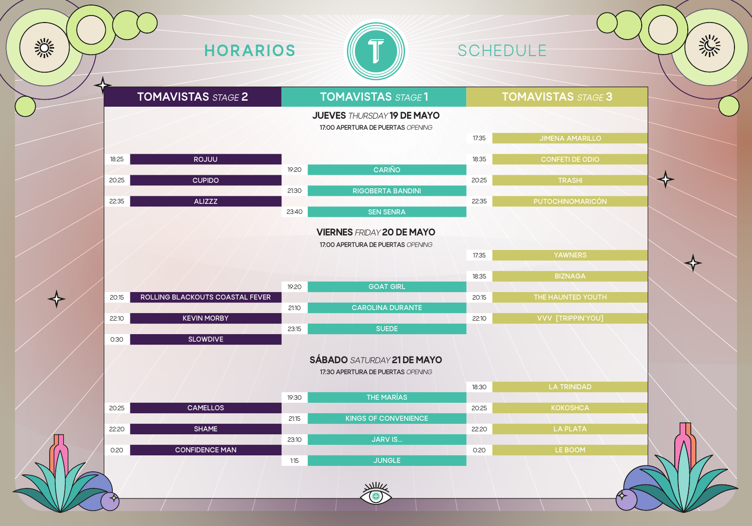# HORARIOS SCHEDULE

| TOMAVISTAS *STAGE* 2 | | TOMAVISTAS *STAGE* 1 | | TOMAVISTAS *STAGE* 3 | |
|---|---|---|---|---|---|

## JUEVES *THURSDAY* 19 DE MAYO

17:00 APERTURA DE PUERTAS *OPENING*

| TOMAVISTAS *STAGE* 2 | | TOMAVISTAS *STAGE* 1 | | TOMAVISTAS *STAGE* 3 | |
|---|---|---|---|---|---|
| | | | | 17:35 | JIMENA AMARILLO |
| 18:25 | ROJUU | | | 18:35 | CONFETI DE ODIO |
| | | 19:20 | CARIÑO | | |
| 20:25 | CUPIDO | | | 20:25 | TRASHI |
| | | 21:30 | RIGOBERTA BANDINI | | |
| 22:35 | ALIZZZ | | | 22:35 | PUTOCHINOMARICÓN |
| | | 23:40 | SEN SENRA | | |

## VIERNES *FRIDAY* 20 DE MAYO

17:00 APERTURA DE PUERTAS *OPENING*

| TOMAVISTAS *STAGE* 2 | | TOMAVISTAS *STAGE* 1 | | TOMAVISTAS *STAGE* 3 | |
|---|---|---|---|---|---|
| | | | | 17:35 | YAWNERS |
| | | | | 18:35 | BIZNAGA |
| | | 19:20 | GOAT GIRL | | |
| 20:15 | ROLLING BLACKOUTS COASTAL FEVER | | | 20:15 | THE HAUNTED YOUTH |
| | | 21:10 | CAROLINA DURANTE | | |
| 22:10 | KEVIN MORBY | | | 22:10 | VVV [TRIPPIN'YOU] |
| | | 23:15 | SUEDE | | |
| 0:30 | SLOWDIVE | | | | |

## SÁBADO *SATURDAY* 21 DE MAYO

17:30 APERTURA DE PUERTAS *OPENING*

| TOMAVISTAS *STAGE* 2 | | TOMAVISTAS *STAGE* 1 | | TOMAVISTAS *STAGE* 3 | |
|---|---|---|---|---|---|
| | | | | 18:30 | LA TRINIDAD |
| | | 19:30 | THE MARÍAS | | |
| 20:25 | CAMELLOS | | | 20:25 | KOKOSHCA |
| | | 21:15 | KINGS OF CONVENIENCE | | |
| 22:20 | SHAME | | | 22:20 | LA PLATA |
| | | 23:10 | JARV IS... | | |
| 0:20 | CONFIDENCE MAN | | | 0:20 | LE BOOM |
| | | 1:15 | JUNGLE | | |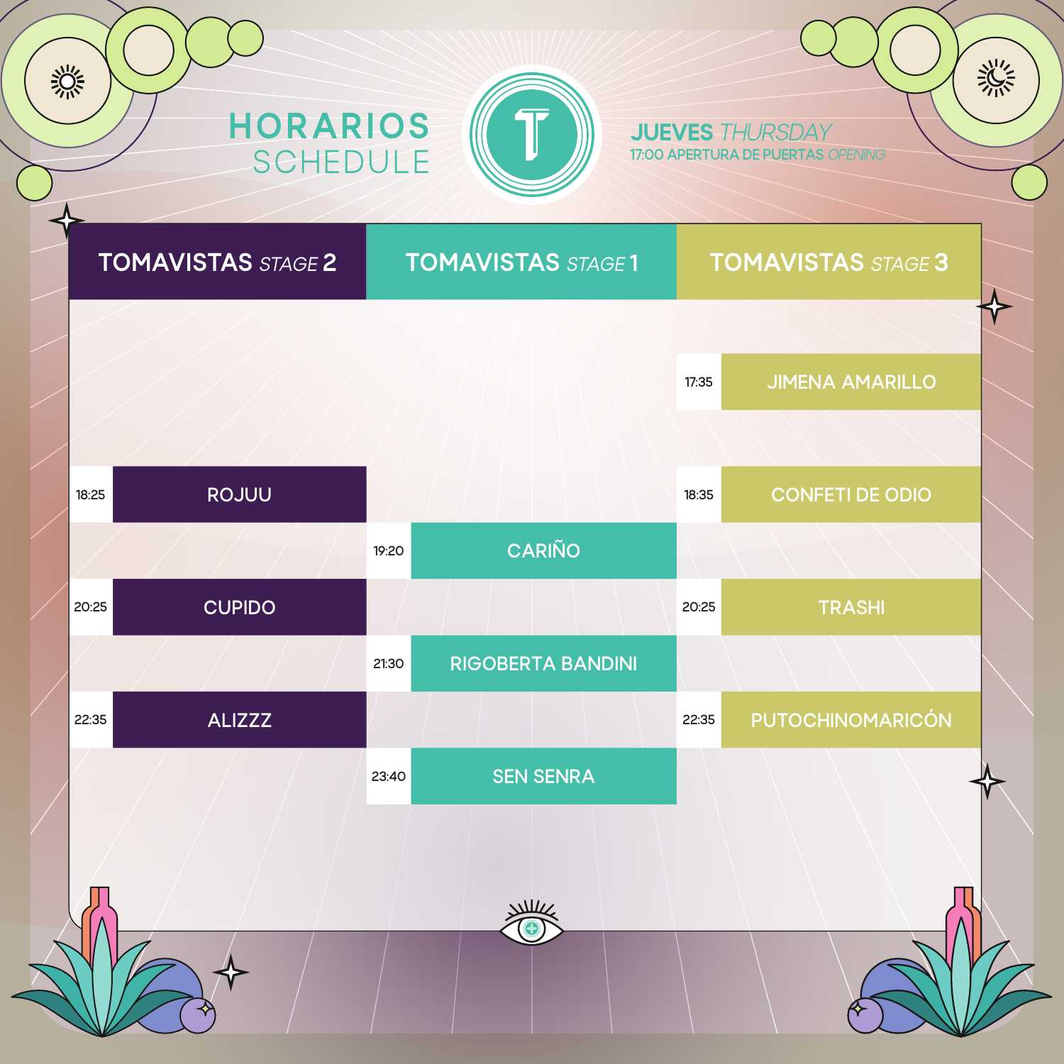# HORARIOS SCHEDULE

**JUEVES** *THURSDAY*

17:00 APERTURA DE PUERTAS *OPENING*

| TOMAVISTAS *STAGE* 2 | | TOMAVISTAS *STAGE* 1 | | TOMAVISTAS *STAGE* 3 | |
|---|---|---|---|---|---|
| | | | | 17:35 | JIMENA AMARILLO |
| 18:25 | ROJUU | | | 18:35 | CONFETI DE ODIO |
| | | 19:20 | CARIÑO | | |
| 20:25 | CUPIDO | | | 20:25 | TRASHI |
| | | 21:30 | RIGOBERTA BANDINI | | |
| 22:35 | ALIZZZ | | | 22:35 | PUTOCHINOMARICÓN |
| | | 23:40 | SEN SENRA | | |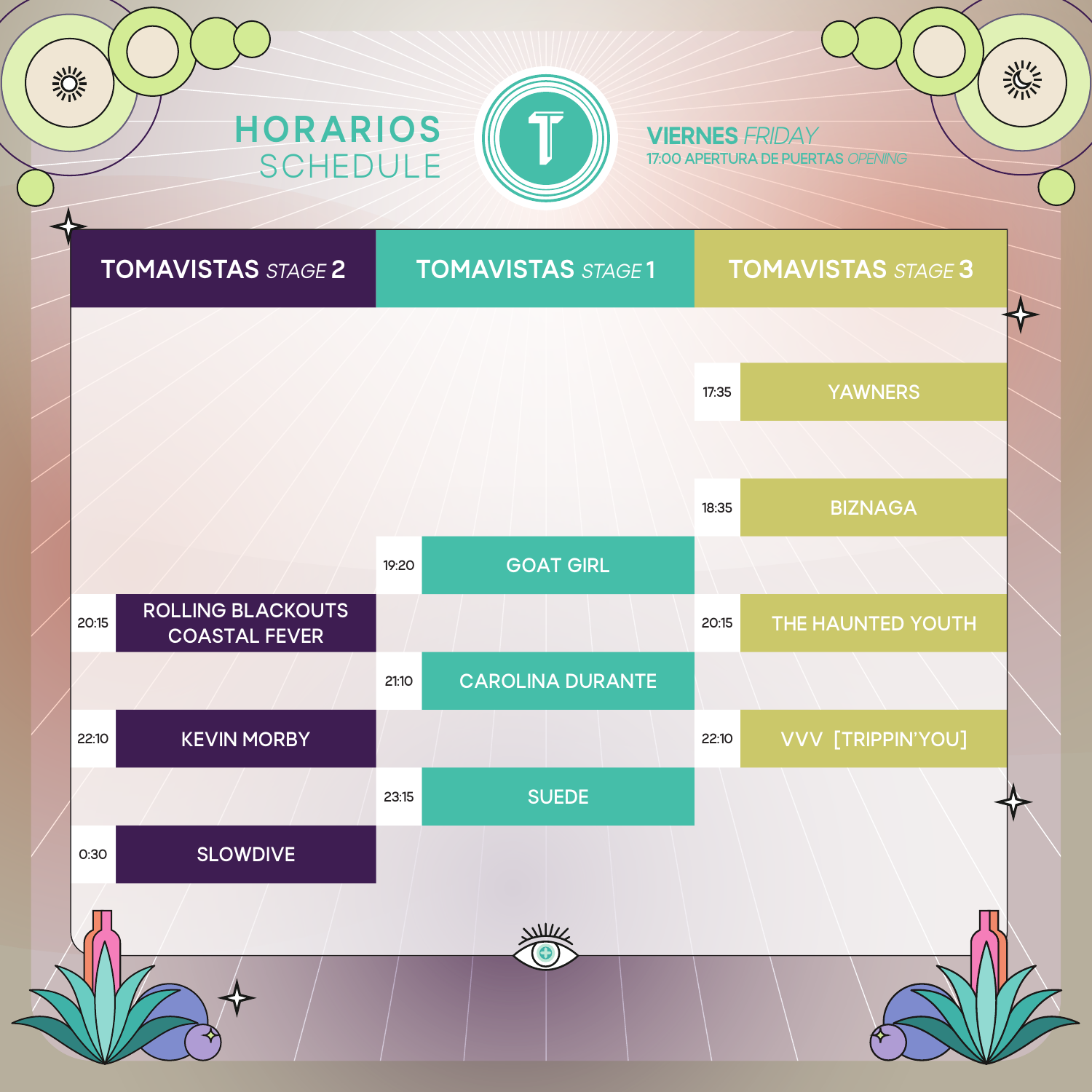# HORARIOS SCHEDULE

**VIERNES** *FRIDAY*

17:00 APERTURA DE PUERTAS *OPENING*

| TOMAVISTAS *STAGE* 2 | TOMAVISTAS *STAGE* 1 | TOMAVISTAS *STAGE* 3 |
|---|---|---|
| | | 17:35 YAWNERS |
| | | 18:35 BIZNAGA |
| | 19:20 GOAT GIRL | |
| 20:15 ROLLING BLACKOUTS COASTAL FEVER | | 20:15 THE HAUNTED YOUTH |
| | 21:10 CAROLINA DURANTE | |
| 22:10 KEVIN MORBY | | 22:10 VVV [TRIPPIN'YOU] |
| | 23:15 SUEDE | |
| 0:30 SLOWDIVE | | |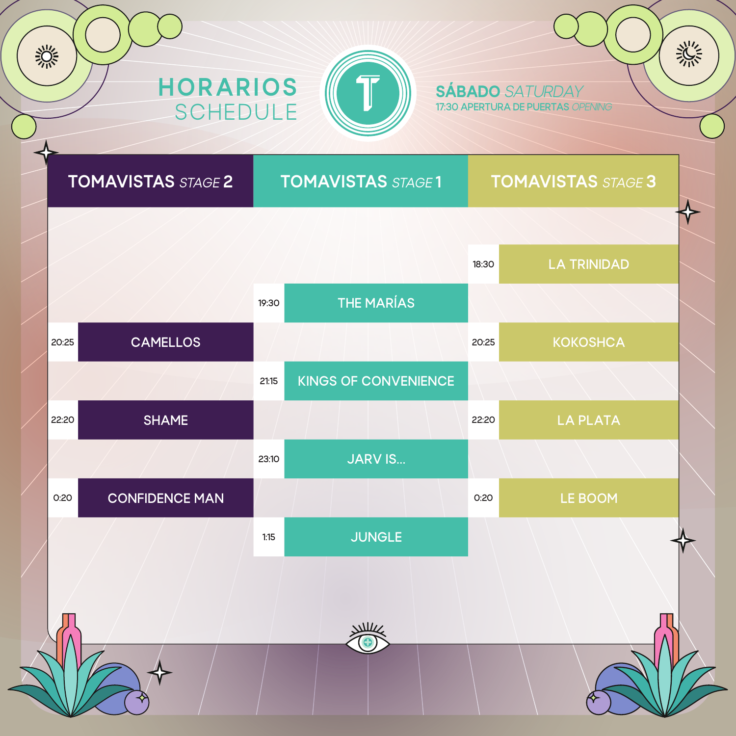# HORARIOS SCHEDULE

**SÁBADO** *SATURDAY*

17:30 APERTURA DE PUERTAS *OPENING*

| TOMAVISTAS *STAGE* 2 | TOMAVISTAS *STAGE* 1 | TOMAVISTAS *STAGE* 3 |
|---|---|---|
| | | 18:30 LA TRINIDAD |
| | 19:30 THE MARÍAS | |
| 20:25 CAMELLOS | | 20:25 KOKOSHCA |
| | 21:15 KINGS OF CONVENIENCE | |
| 22:20 SHAME | | 22:20 LA PLATA |
| | 23:10 JARV IS... | |
| 0:20 CONFIDENCE MAN | | 0:20 LE BOOM |
| | 1:15 JUNGLE | |